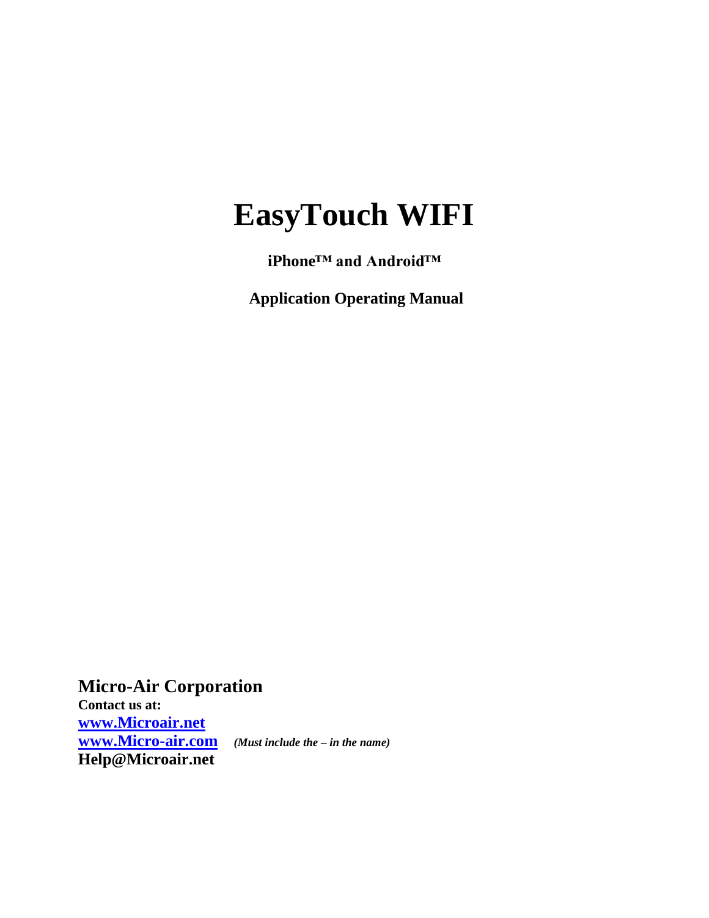# EasyTouch WIFI

**iPhone™ and Android™**

**Application Operating Manual**

**Micro-Air Corporation**

**Contact us at:**

**[www.Microair.net](http://www.Microair.net)**

**[www.Micro-air.com](http://www.Micro-air.com)** ***(Must include the – in the name)***

**Help@Microair.net**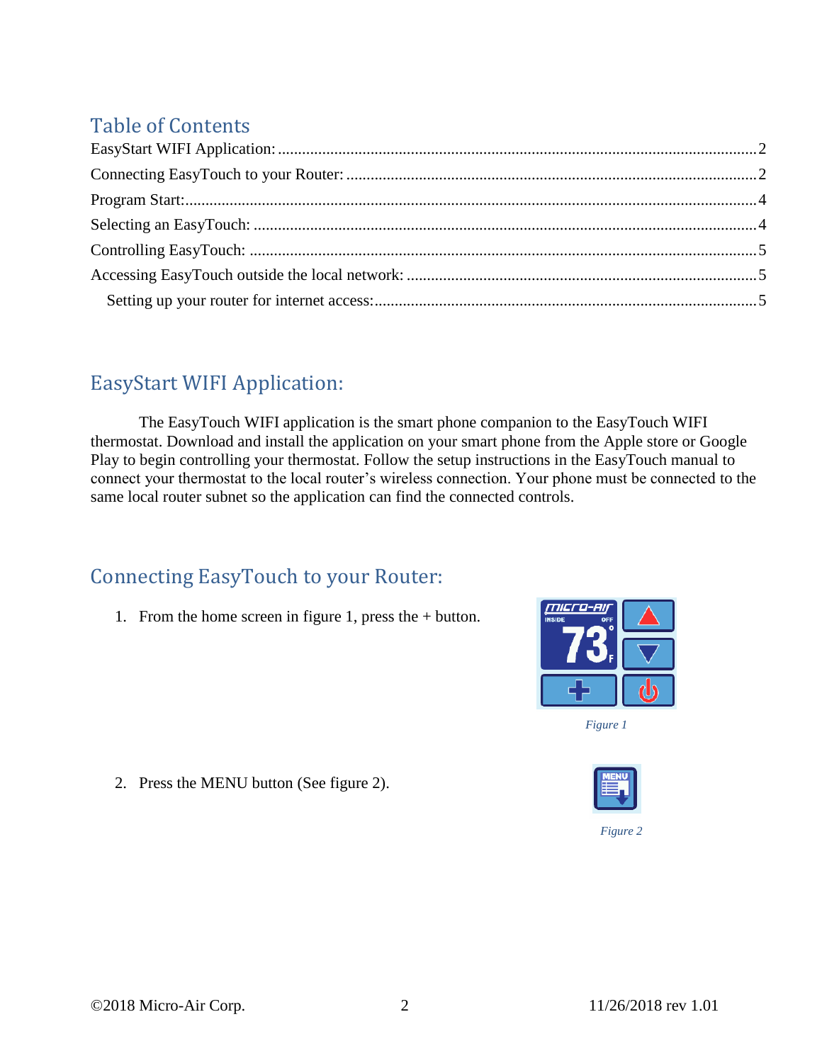## Table of Contents

EasyStart WIFI Application: .......... 2
Connecting EasyTouch to your Router: .......... 2
Program Start: .......... 4
Selecting an EasyTouch: .......... 4
Controlling EasyTouch: .......... 5
Accessing EasyTouch outside the local network: .......... 5
  Setting up your router for internet access: .......... 5

## EasyStart WIFI Application:

The EasyTouch WIFI application is the smart phone companion to the EasyTouch WIFI thermostat. Download and install the application on your smart phone from the Apple store or Google Play to begin controlling your thermostat. Follow the setup instructions in the EasyTouch manual to connect your thermostat to the local router's wireless connection. Your phone must be connected to the same local router subnet so the application can find the connected controls.

## Connecting EasyTouch to your Router:

1. From the home screen in figure 1, press the + button.

*Figure 1*

2. Press the MENU button (See figure 2).

*Figure 2*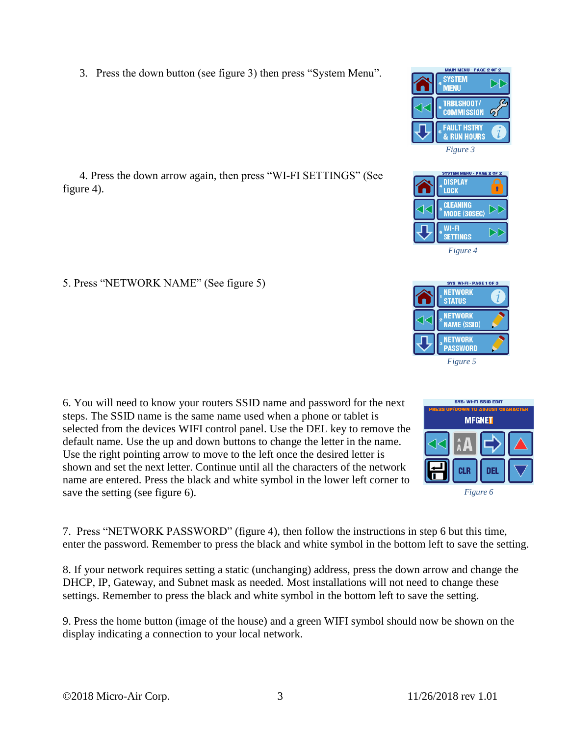3. Press the down button (see figure 3) then press "System Menu".

*Figure 3*

4. Press the down arrow again, then press "WI-FI SETTINGS" (See figure 4).

*Figure 4*

5. Press "NETWORK NAME" (See figure 5)

*Figure 5*

6. You will need to know your routers SSID name and password for the next steps. The SSID name is the same name used when a phone or tablet is selected from the devices WIFI control panel. Use the DEL key to remove the default name. Use the up and down buttons to change the letter in the name. Use the right pointing arrow to move to the left once the desired letter is shown and set the next letter. Continue until all the characters of the network name are entered. Press the black and white symbol in the lower left corner to save the setting (see figure 6).

*Figure 6*

7. Press "NETWORK PASSWORD" (figure 4), then follow the instructions in step 6 but this time, enter the password. Remember to press the black and white symbol in the bottom left to save the setting.

8. If your network requires setting a static (unchanging) address, press the down arrow and change the DHCP, IP, Gateway, and Subnet mask as needed. Most installations will not need to change these settings. Remember to press the black and white symbol in the bottom left to save the setting.

9. Press the home button (image of the house) and a green WIFI symbol should now be shown on the display indicating a connection to your local network.

©2018 Micro-Air Corp. 11/26/2018 rev 1.01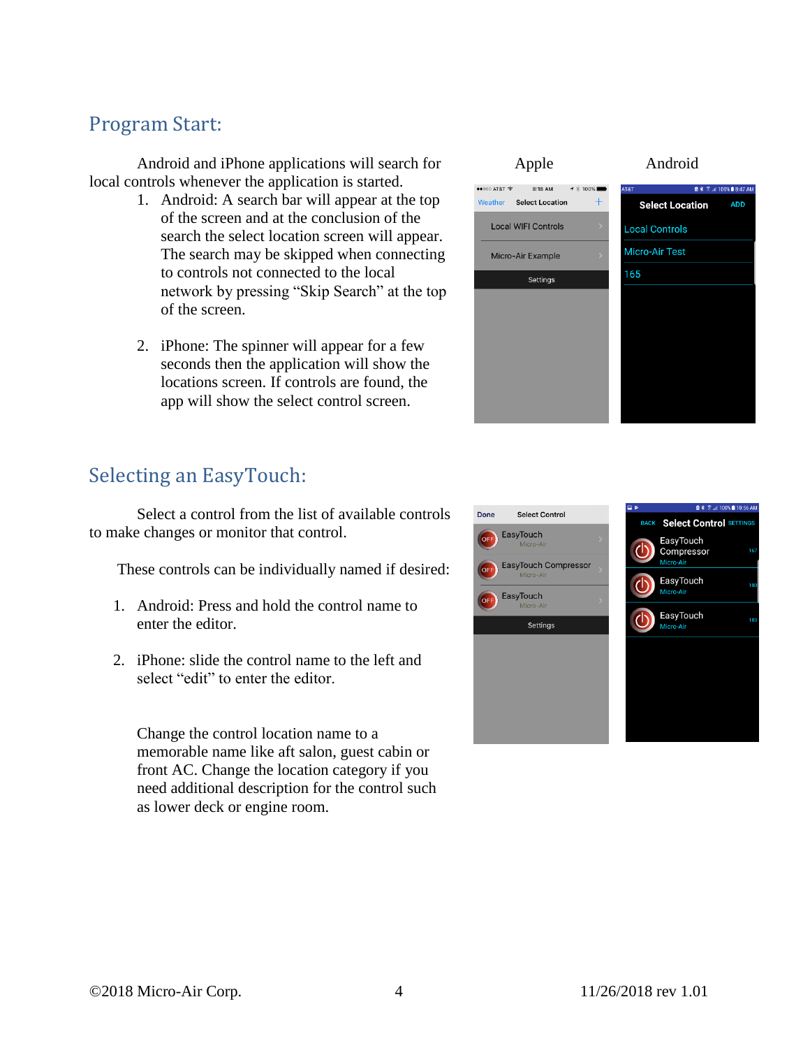## Program Start:

Android and iPhone applications will search for local controls whenever the application is started.

1. Android: A search bar will appear at the top of the screen and at the conclusion of the search the select location screen will appear. The search may be skipped when connecting to controls not connected to the local network by pressing "Skip Search" at the top of the screen.

2. iPhone: The spinner will appear for a few seconds then the application will show the locations screen. If controls are found, the app will show the select control screen.

Apple Android

## Selecting an EasyTouch:

Select a control from the list of available controls to make changes or monitor that control.

These controls can be individually named if desired:

1. Android: Press and hold the control name to enter the editor.

2. iPhone: slide the control name to the left and select "edit" to enter the editor.

Change the control location name to a memorable name like aft salon, guest cabin or front AC. Change the location category if you need additional description for the control such as lower deck or engine room.

©2018 Micro-Air Corp. 11/26/2018 rev 1.01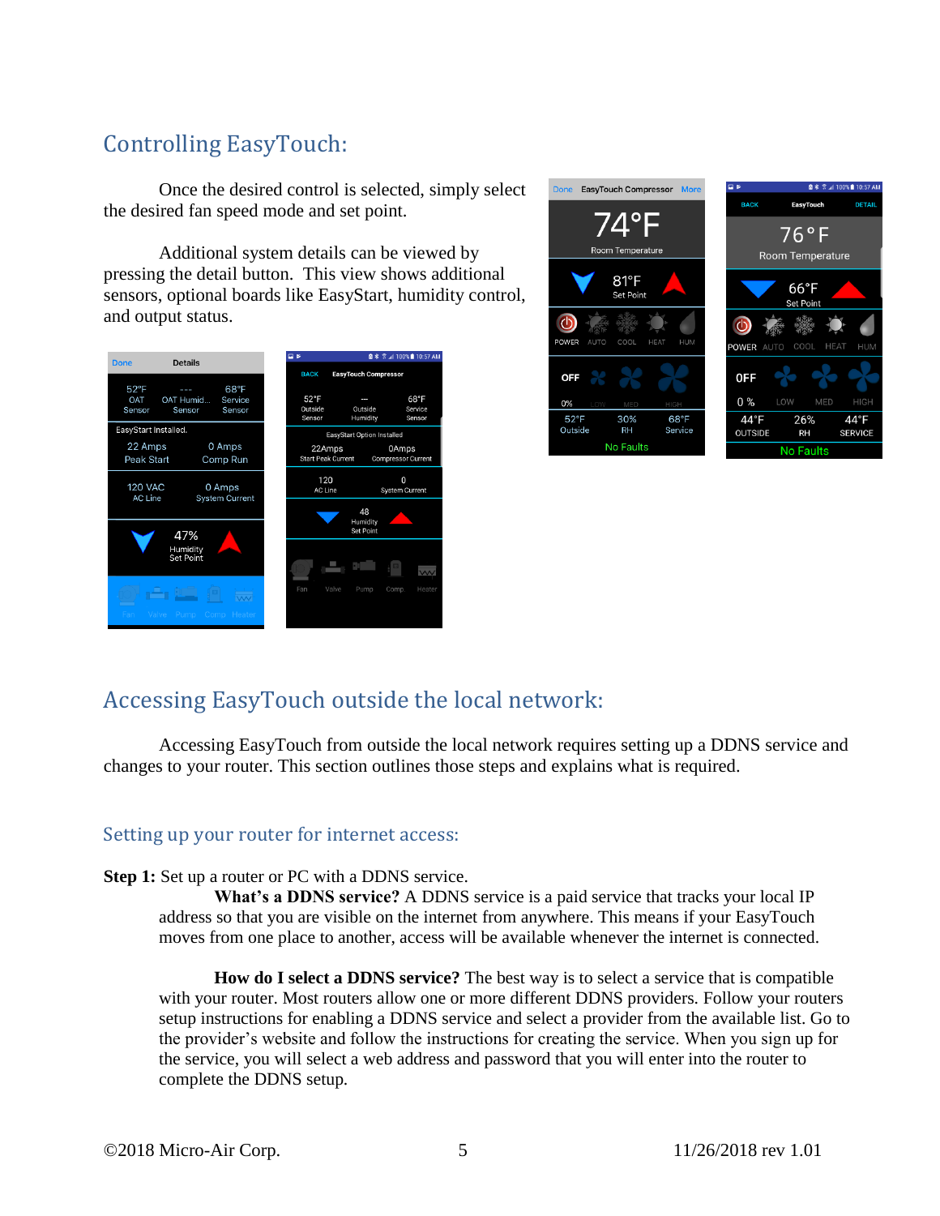## Controlling EasyTouch:

Once the desired control is selected, simply select the desired fan speed mode and set point.

Additional system details can be viewed by pressing the detail button. This view shows additional sensors, optional boards like EasyStart, humidity control, and output status.

## Accessing EasyTouch outside the local network:

Accessing EasyTouch from outside the local network requires setting up a DDNS service and changes to your router. This section outlines those steps and explains what is required.

### Setting up your router for internet access:

**Step 1:** Set up a router or PC with a DDNS service.

**What's a DDNS service?** A DDNS service is a paid service that tracks your local IP address so that you are visible on the internet from anywhere. This means if your EasyTouch moves from one place to another, access will be available whenever the internet is connected.

**How do I select a DDNS service?** The best way is to select a service that is compatible with your router. Most routers allow one or more different DDNS providers. Follow your routers setup instructions for enabling a DDNS service and select a provider from the available list. Go to the provider's website and follow the instructions for creating the service. When you sign up for the service, you will select a web address and password that you will enter into the router to complete the DDNS setup.

©2018 Micro-Air Corp. 11/26/2018 rev 1.01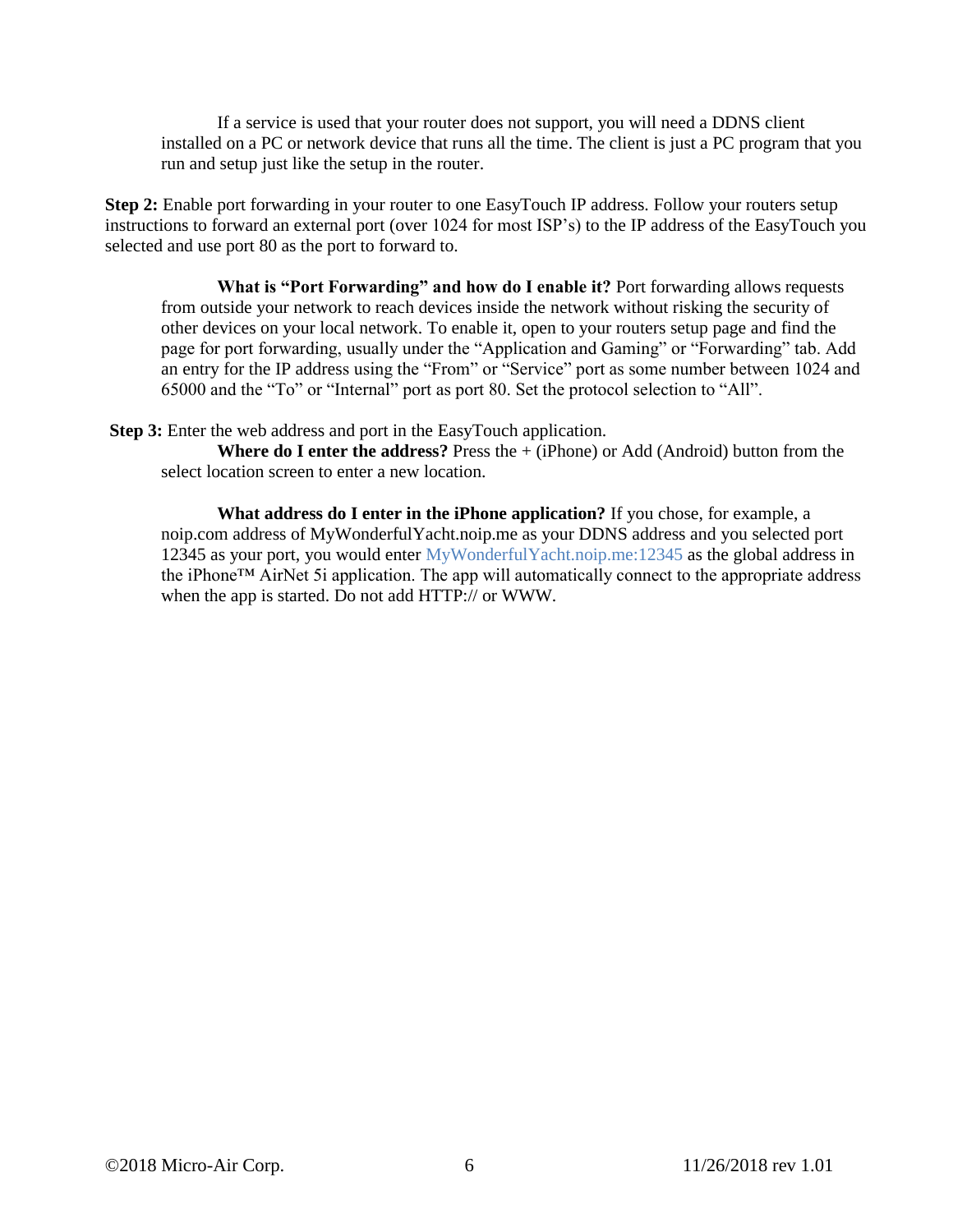If a service is used that your router does not support, you will need a DDNS client installed on a PC or network device that runs all the time. The client is just a PC program that you run and setup just like the setup in the router.

**Step 2:** Enable port forwarding in your router to one EasyTouch IP address. Follow your routers setup instructions to forward an external port (over 1024 for most ISP's) to the IP address of the EasyTouch you selected and use port 80 as the port to forward to.

**What is "Port Forwarding" and how do I enable it?** Port forwarding allows requests from outside your network to reach devices inside the network without risking the security of other devices on your local network. To enable it, open to your routers setup page and find the page for port forwarding, usually under the "Application and Gaming" or "Forwarding" tab. Add an entry for the IP address using the "From" or "Service" port as some number between 1024 and 65000 and the "To" or "Internal" port as port 80. Set the protocol selection to "All".

**Step 3:** Enter the web address and port in the EasyTouch application.

**Where do I enter the address?** Press the + (iPhone) or Add (Android) button from the select location screen to enter a new location.

**What address do I enter in the iPhone application?** If you chose, for example, a noip.com address of MyWonderfulYacht.noip.me as your DDNS address and you selected port 12345 as your port, you would enter MyWonderfulYacht.noip.me:12345 as the global address in the iPhone™ AirNet 5i application. The app will automatically connect to the appropriate address when the app is started. Do not add HTTP:// or WWW.